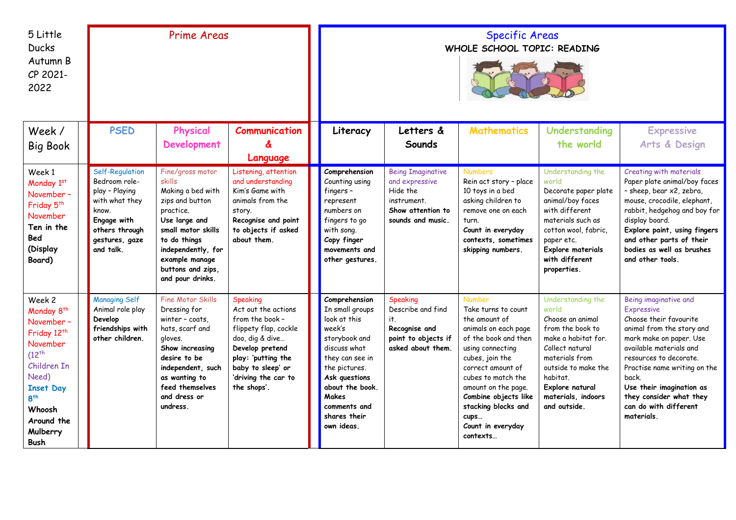| 5 Little Ducks Autumn B CP 2021-2022 | Prime Areas | | | Specific Areas WHOLE SCHOOL TOPIC: READING | | | | |
|---|---|---|---|---|---|---|---|---|
| Week / Big Book | PSED | Physical Development | Communication & Language | Literacy | Letters & Sounds | Mathematics | Understanding the world | Expressive Arts & Design |
| Week 1 Monday 1st November – Friday 5th November **Ten in the Bed (Display Board)** | Self-Regulation Bedroom role-play – Playing with what they know. **Engage with others through gestures, gaze and talk.** | Fine/gross motor skills Making a bed with zips and button practice. **Use large and small motor skills to do things independently, for example manage buttons and zips, and pour drinks.** | Listening, attention and understanding Kim's Game with animals from the story. **Recognise and point to objects if asked about them.** | **Comprehension** Counting using fingers – represent numbers on fingers to go with song. **Copy finger movements and other gestures.** | Being Imaginative and expressive Hide the instrument. **Show attention to sounds and music.** | Numbers Rein act story – place 10 toys in a bed asking children to remove one on each turn. **Count in everyday contexts, sometimes skipping numbers.** | Understanding the world Decorate paper plate animal/boy faces with different materials such as cotton wool, fabric, paper etc. **Explore materials with different properties.** | Creating with materials Paper plate animal/boy faces – sheep, bear x2, zebra, mouse, crocodile, elephant, rabbit, hedgehog and boy for display board. **Explore paint, using fingers and other parts of their bodies as well as brushes and other tools.** |
| Week 2 Monday 8th November – Friday 12th November (12th Children In Need) **Inset Day 8th** **Whoosh Around the Mulberry Bush** | Managing Self Animal role play **Develop friendships with other children.** | Fine Motor Skills Dressing for winter – coats, hats, scarf and gloves. **Show increasing desire to be independent, such as wanting to feed themselves and dress or undress.** | Speaking Act out the actions from the book – flippety flap, cockle doo, dig & dive… **Develop pretend play: 'putting the baby to sleep' or 'driving the car to the shops'.** | **Comprehension** In small groups look at this week's storybook and discuss what they can see in the pictures. **Ask questions about the book. Makes comments and shares their own ideas.** | Speaking Describe and find it. **Recognise and point to objects if asked about them.** | Number Take turns to count the amount of animals on each page of the book and then using connecting cubes, join the correct amount of cubes to match the amount on the page. **Combine objects like stacking blocks and cups… Count in everyday contexts…** | Understanding the world Choose an animal from the book to make a habitat for. Collect natural materials from outside to make the habitat. **Explore natural materials, indoors and outside.** | Being imaginative and Expressive Choose their favourite animal from the story and mark make on paper. Use available materials and resources to decorate. Practise name writing on the back. **Use their imagination as they consider what they can do with different materials.** |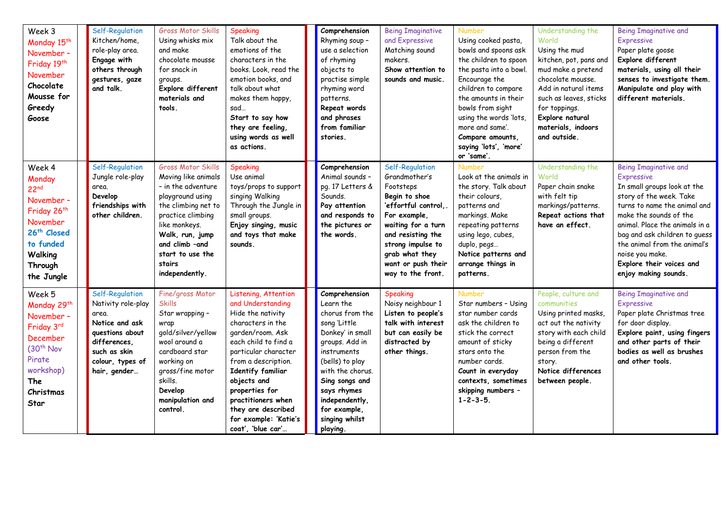| Week 3 Monday 15th November – Friday 19th November **Chocolate Mousse for Greedy Goose** | | Self-Regulation Kitchen/home, role-play area. **Engage with others through gestures, gaze and talk.** | Gross Motor Skills Using whisks mix and make chocolate mousse for snack in groups. **Explore different materials and tools.** | Speaking Talk about the emotions of the characters in the books. Look, read the emotion books, and talk about what makes them happy, sad… **Start to say how they are feeling, using words as well as actions.** | **Comprehension** Rhyming soup – use a selection of rhyming objects to practise simple rhyming word patterns. **Repeat words and phrases from familiar stories.** | Being Imaginative and Expressive Matching sound makers. **Show attention to sounds and music.** | Number Using cooked pasta, bowls and spoons ask the children to spoon the pasta into a bowl. Encourage the children to compare the amounts in their bowls from sight using the words 'lots, more and same'. **Compare amounts, saying 'lots', 'more' or 'same'.** | Understanding the World Using the mud kitchen, pot, pans and mud make a pretend chocolate mousse. Add in natural items such as leaves, sticks for toppings. **Explore natural materials, indoors and outside.** | Being Imaginative and Expressive Paper plate goose **Explore different materials, using all their senses to investigate them. Manipulate and play with different materials.** |
|---|---|---|---|---|---|---|---|---|---|
| Week 4 Monday 22nd November – Friday 26th November 26th Closed to funded **Walking Through the Jungle** | | Self-Regulation Jungle role-play area. **Develop friendships with other children.** | Gross Motor Skills Moving like animals – in the adventure playground using the climbing net to practice climbing like monkeys. **Walk, run, jump and climb –and start to use the stairs independently.** | Speaking Use animal toys/props to support singing Walking Through the Jungle in small groups. **Enjoy singing, music and toys that make sounds.** | **Comprehension** Animal sounds – pg. 17 Letters & Sounds. **Pay attention and responds to the pictures or the words.** | Self-Regulation Grandmother's Footsteps **Begin to shoe 'effortful control,. For example, waiting for a turn and resisting the strong impulse to grab what they want or push their way to the front.** | Number Look at the animals in the story. Talk about their colours, patterns and markings. Make repeating patterns using lego, cubes, duplo, pegs… **Notice patterns and arrange things in patterns.** | Understanding the World Paper chain snake with felt tip markings/patterns. **Repeat actions that have an effect.** | Being Imaginative and Expressive In small groups look at the story of the week. Take turns to name the animal and make the sounds of the animal. Place the animals in a bag and ask children to guess the animal from the animal's noise you make. **Explore their voices and enjoy making sounds.** |
| Week 5 Monday 29th November – Friday 3rd December (30th Nov Pirate workshop) **The Christmas Star** | | Self-Regulation Nativity role-play area. **Notice and ask questions about differences, such as skin colour, types of hair, gender…** | Fine/gross Motor Skills Star wrapping – wrap gold/silver/yellow wool around a cardboard star working on gross/fine motor skills. **Develop manipulation and control.** | Listening, Attention and Understanding Hide the nativity characters in the garden/room. Ask each child to find a particular character from a description. **Identify familiar objects and properties for practitioners when they are described for example: 'Katie's coat', 'blue car'…** | **Comprehension** Learn the chorus from the song 'Little Donkey' in small groups. Add in instruments (bells) to play with the chorus. **Sing songs and says rhymes independently, for example, singing whilst playing.** | Speaking Noisy neighbour 1 **Listen to people's talk with interest but can easily be distracted by other things.** | Number Star numbers – Using star number cards ask the children to stick the correct amount of sticky stars onto the number cards. **Count in everyday contexts, sometimes skipping numbers – 1-2-3-5.** | People, culture and communities Using printed masks, act out the nativity story with each child being a different person from the story. **Notice differences between people.** | Being Imaginative and Expressive Paper plate Christmas tree for door display. **Explore paint, using fingers and other parts of their bodies as well as brushes and other tools.** |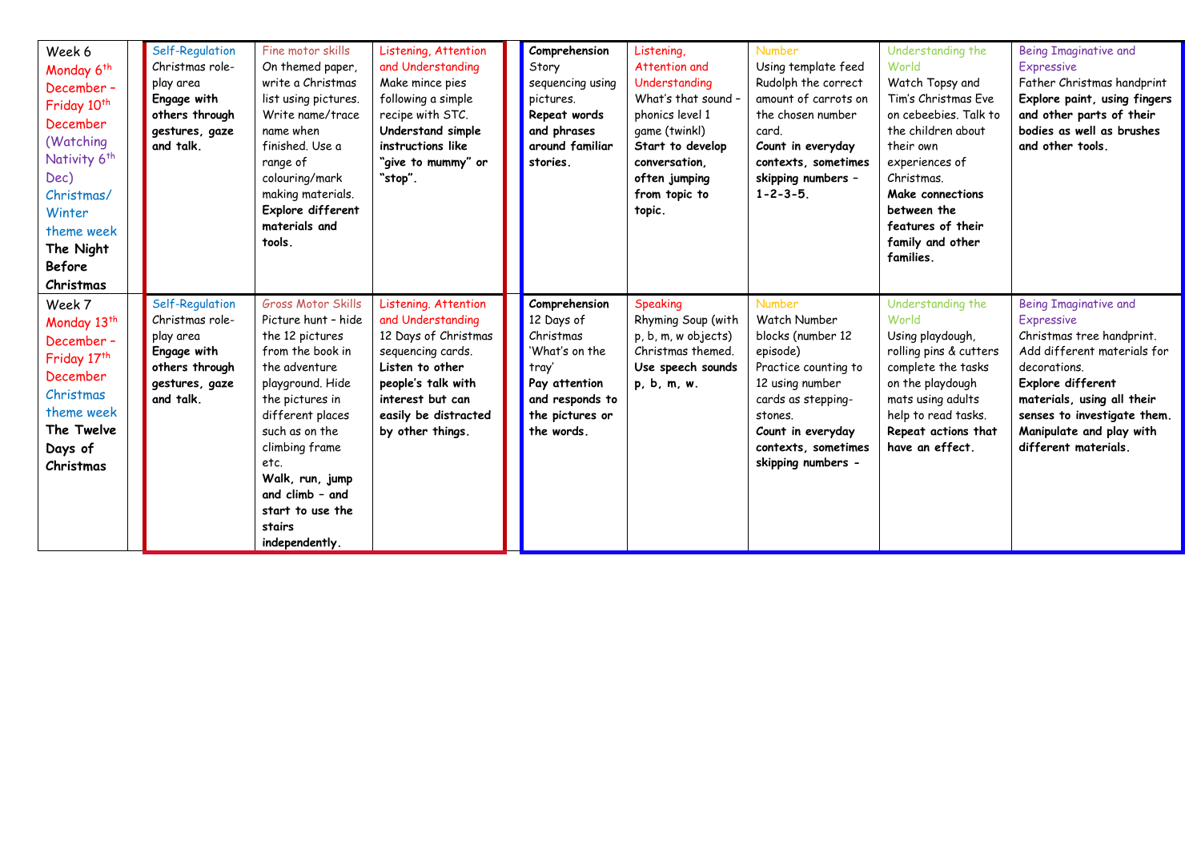| | | | | | | | | | |
|---|---|---|---|---|---|---|---|---|---|
| Week 6 Monday 6th December – Friday 10th December (Watching Nativity 6th Dec) Christmas/ Winter theme week **The Night Before Christmas** | | Self-Regulation Christmas role-play area **Engage with others through gestures, gaze and talk.** | Fine motor skills On themed paper, write a Christmas list using pictures. Write name/trace name when finished. Use a range of colouring/mark making materials. **Explore different materials and tools.** | Listening, Attention and Understanding Make mince pies following a simple recipe with STC. **Understand simple instructions like "give to mummy" or "stop".** | **Comprehension** Story sequencing using pictures. **Repeat words and phrases around familiar stories.** | Listening, Attention and Understanding What's that sound – phonics level 1 game (twinkl) **Start to develop conversation, often jumping from topic to topic.** | Number Using template feed Rudolph the correct amount of carrots on the chosen number card. **Count in everyday contexts, sometimes skipping numbers – 1-2-3-5.** | Understanding the World Watch Topsy and Tim's Christmas Eve on cebeebies. Talk to the children about their own experiences of Christmas. **Make connections between the features of their family and other families.** | Being Imaginative and Expressive Father Christmas handprint **Explore paint, using fingers and other parts of their bodies as well as brushes and other tools.** |
| Week 7 Monday 13th December – Friday 17th December Christmas theme week **The Twelve Days of Christmas** | | Self-Regulation Christmas role-play area **Engage with others through gestures, gaze and talk.** | Gross Motor Skills Picture hunt – hide the 12 pictures from the book in the adventure playground. Hide the pictures in different places such as on the climbing frame etc. **Walk, run, jump and climb – and start to use the stairs independently.** | Listening. Attention and Understanding 12 Days of Christmas sequencing cards. **Listen to other people's talk with interest but can easily be distracted by other things.** | **Comprehension** 12 Days of Christmas 'What's on the tray' **Pay attention and responds to the pictures or the words.** | Speaking Rhyming Soup (with p, b, m, w objects) Christmas themed. **Use speech sounds p, b, m, w.** | Number Watch Number blocks (number 12 episode) Practice counting to 12 using number cards as stepping-stones. **Count in everyday contexts, sometimes skipping numbers –** | Understanding the World Using playdough, rolling pins & cutters complete the tasks on the playdough mats using adults help to read tasks. **Repeat actions that have an effect.** | Being Imaginative and Expressive Christmas tree handprint. Add different materials for decorations. **Explore different materials, using all their senses to investigate them. Manipulate and play with different materials.** |